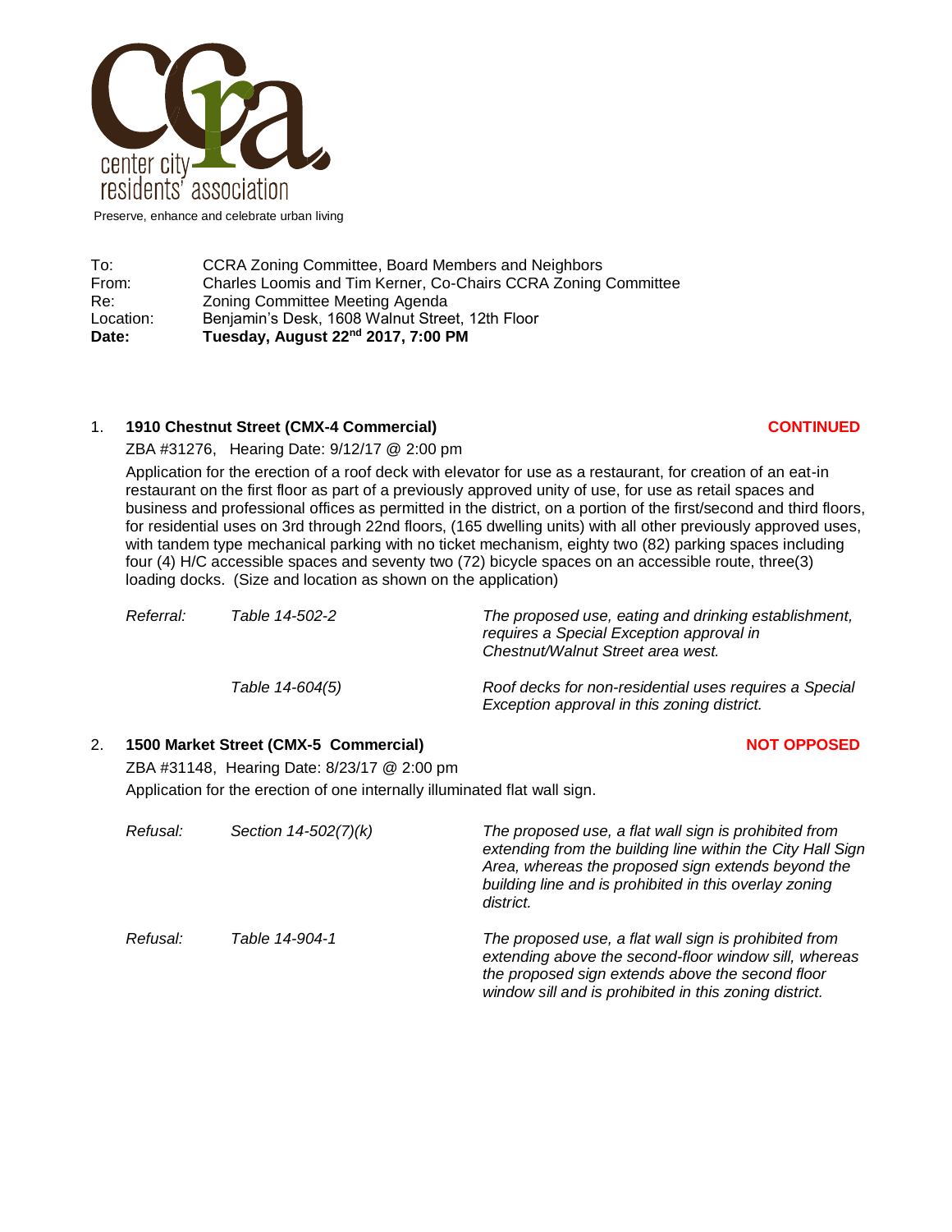center city residents' association

Preserve, enhance and celebrate urban living

| | |
|---|---|
| To: | CCRA Zoning Committee, Board Members and Neighbors |
| From: | Charles Loomis and Tim Kerner, Co-Chairs CCRA Zoning Committee |
| Re: | Zoning Committee Meeting Agenda |
| Location: | Benjamin's Desk, 1608 Walnut Street, 12th Floor |
| **Date:** | **Tuesday, August 22nd 2017, 7:00 PM** |

1. **1910 Chestnut Street (CMX-4 Commercial)** **CONTINUED**

   ZBA #31276, Hearing Date: 9/12/17 @ 2:00 pm

   Application for the erection of a roof deck with elevator for use as a restaurant, for creation of an eat-in restaurant on the first floor as part of a previously approved unity of use, for use as retail spaces and business and professional offices as permitted in the district, on a portion of the first/second and third floors, for residential uses on 3rd through 22nd floors, (165 dwelling units) with all other previously approved uses, with tandem type mechanical parking with no ticket mechanism, eighty two (82) parking spaces including four (4) H/C accessible spaces and seventy two (72) bicycle spaces on an accessible route, three(3) loading docks. (Size and location as shown on the application)

   | | | |
   |---|---|---|
   | *Referral:* | *Table 14-502-2* | *The proposed use, eating and drinking establishment, requires a Special Exception approval in Chestnut/Walnut Street area west.* |
   | | *Table 14-604(5)* | *Roof decks for non-residential uses requires a Special Exception approval in this zoning district.* |

2. **1500 Market Street (CMX-5 Commercial)** **NOT OPPOSED**

   ZBA #31148, Hearing Date: 8/23/17 @ 2:00 pm

   Application for the erection of one internally illuminated flat wall sign.

   | | | |
   |---|---|---|
   | *Refusal:* | *Section 14-502(7)(k)* | *The proposed use, a flat wall sign is prohibited from extending from the building line within the City Hall Sign Area, whereas the proposed sign extends beyond the building line and is prohibited in this overlay zoning district.* |
   | *Refusal:* | *Table 14-904-1* | *The proposed use, a flat wall sign is prohibited from extending above the second-floor window sill, whereas the proposed sign extends above the second floor window sill and is prohibited in this zoning district.* |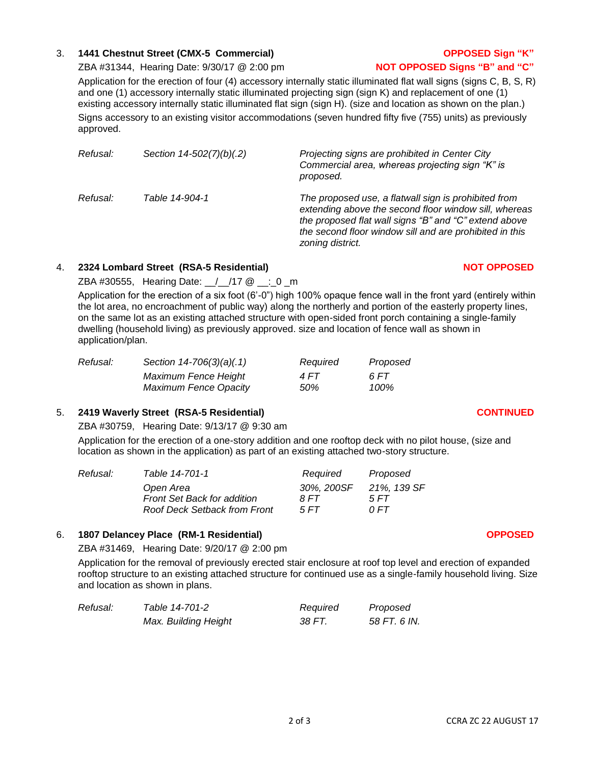3. **1441 Chestnut Street (CMX-5 Commercial)** **OPPOSED Sign "K"**

   ZBA #31344, Hearing Date: 9/30/17 @ 2:00 pm **NOT OPPOSED Signs "B" and "C"**

   Application for the erection of four (4) accessory internally static illuminated flat wall signs (signs C, B, S, R) and one (1) accessory internally static illuminated projecting sign (sign K) and replacement of one (1) existing accessory internally static illuminated flat sign (sign H). (size and location as shown on the plan.) Signs accessory to an existing visitor accommodations (seven hundred fifty five (755) units) as previously approved.

| | | |
|---|---|---|
| *Refusal:* | *Section 14-502(7)(b)(.2)* | *Projecting signs are prohibited in Center City Commercial area, whereas projecting sign "K" is proposed.* |
| *Refusal:* | *Table 14-904-1* | *The proposed use, a flatwall sign is prohibited from extending above the second floor window sill, whereas the proposed flat wall signs "B" and "C" extend above the second floor window sill and are prohibited in this zoning district.* |

4. **2324 Lombard Street (RSA-5 Residential)** **NOT OPPOSED**

   ZBA #30555, Hearing Date: \_\_/\_\_/17 @ \_\_:\_0 \_m

   Application for the erection of a six foot (6'-0") high 100% opaque fence wall in the front yard (entirely within the lot area, no encroachment of public way) along the northerly and portion of the easterly property lines, on the same lot as an existing attached structure with open-sided front porch containing a single-family dwelling (household living) as previously approved. size and location of fence wall as shown in application/plan.

| | | | |
|---|---|---|---|
| *Refusal:* | *Section 14-706(3)(a)(.1)* | *Required* | *Proposed* |
| | *Maximum Fence Height* | *4 FT* | *6 FT* |
| | *Maximum Fence Opacity* | *50%* | *100%* |

5. **2419 Waverly Street (RSA-5 Residential)** **CONTINUED**

   ZBA #30759, Hearing Date: 9/13/17 @ 9:30 am

   Application for the erection of a one-story addition and one rooftop deck with no pilot house, (size and location as shown in the application) as part of an existing attached two-story structure.

| | | | |
|---|---|---|---|
| *Refusal:* | *Table 14-701-1* | *Required* | *Proposed* |
| | *Open Area* | *30%, 200SF* | *21%, 139 SF* |
| | *Front Set Back for addition* | *8 FT* | *5 FT* |
| | *Roof Deck Setback from Front* | *5 FT* | *0 FT* |

6. **1807 Delancey Place (RM-1 Residential)** **OPPOSED**

   ZBA #31469, Hearing Date: 9/20/17 @ 2:00 pm

   Application for the removal of previously erected stair enclosure at roof top level and erection of expanded rooftop structure to an existing attached structure for continued use as a single-family household living. Size and location as shown in plans.

| | | | |
|---|---|---|---|
| *Refusal:* | *Table 14-701-2* | *Required* | *Proposed* |
| | *Max. Building Height* | *38 FT.* | *58 FT. 6 IN.* |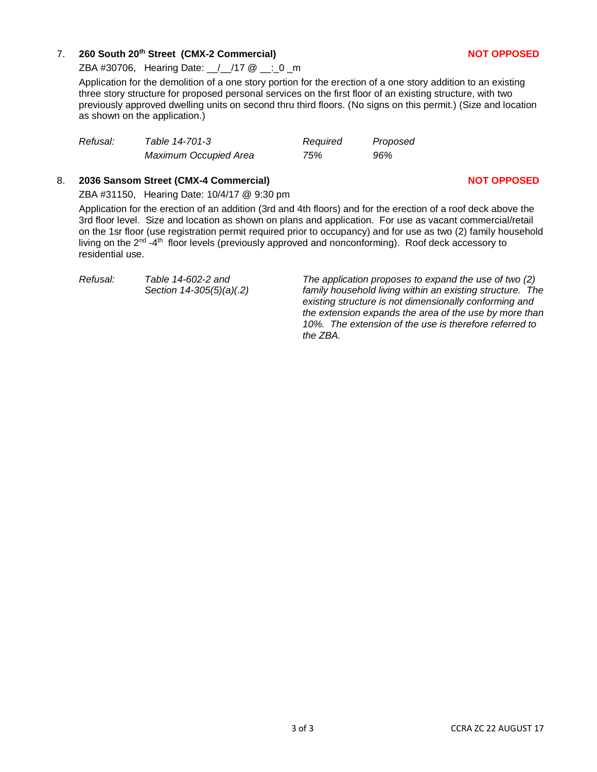7. **260 South 20th Street (CMX-2 Commercial)** **NOT OPPOSED**

ZBA #30706, Hearing Date: __/__/17 @ __:_0 _m

Application for the demolition of a one story portion for the erection of a one story addition to an existing three story structure for proposed personal services on the first floor of an existing structure, with two previously approved dwelling units on second thru third floors. (No signs on this permit.) (Size and location as shown on the application.)

| | | | |
|---|---|---|---|
| *Refusal:* | *Table 14-701-3* | *Required* | *Proposed* |
| | *Maximum Occupied Area* | *75%* | *96%* |

8. **2036 Sansom Street (CMX-4 Commercial)** **NOT OPPOSED**

ZBA #31150, Hearing Date: 10/4/17 @ 9:30 pm

Application for the erection of an addition (3rd and 4th floors) and for the erection of a roof deck above the 3rd floor level. Size and location as shown on plans and application. For use as vacant commercial/retail on the 1sr floor (use registration permit required prior to occupancy) and for use as two (2) family household living on the 2nd -4th floor levels (previously approved and nonconforming). Roof deck accessory to residential use.

| | | |
|---|---|---|
| *Refusal:* | *Table 14-602-2 and Section 14-305(5)(a)(.2)* | *The application proposes to expand the use of two (2) family household living within an existing structure. The existing structure is not dimensionally conforming and the extension expands the area of the use by more than 10%. The extension of the use is therefore referred to the ZBA.* |